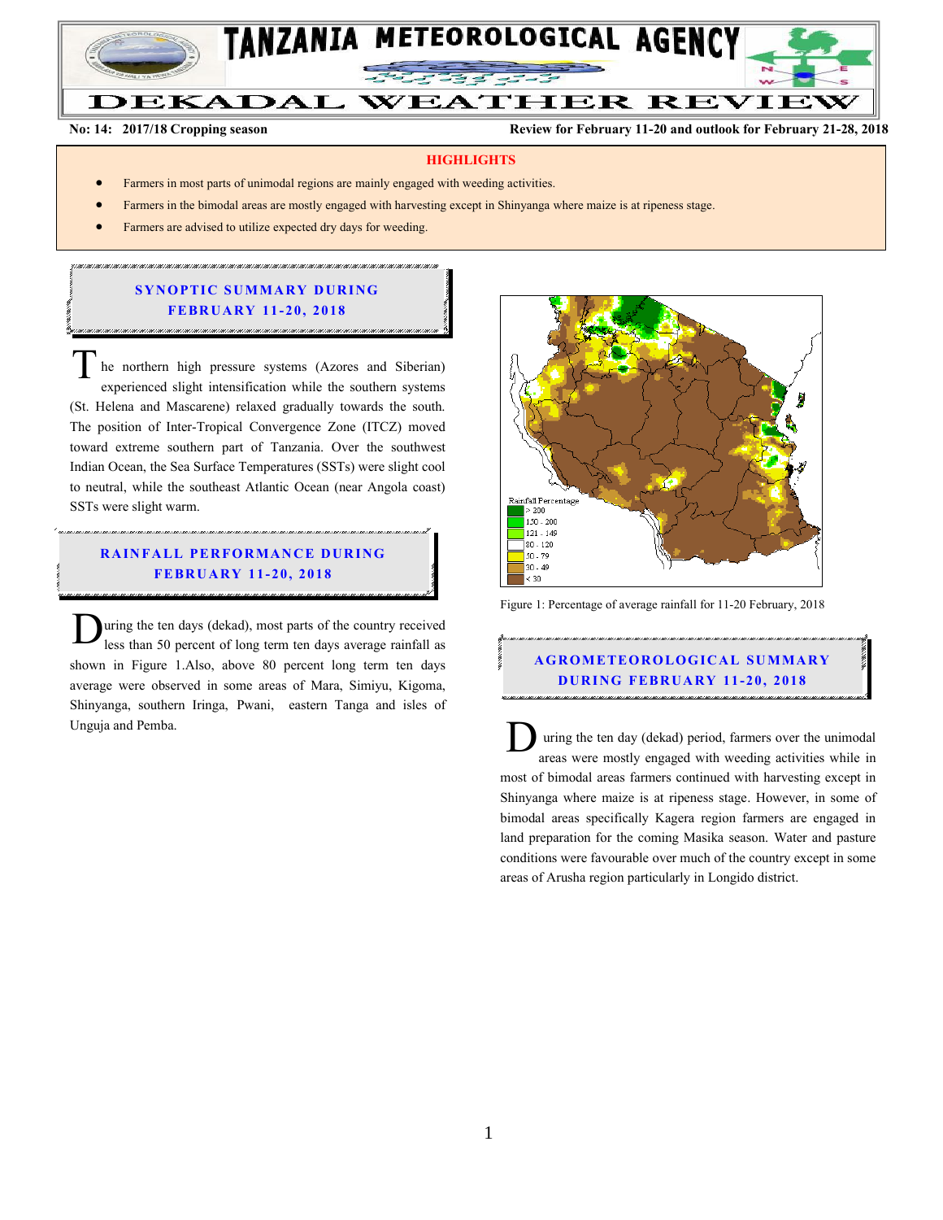# TANZANIA METEOROLOGICAL AGENCY

# DEKADAL WEATHER REVIEW

**No: 14: 2017/18 Cropping season** **Review for February 11-20 and outlook for February 21-28, 2018**

## HIGHLIGHTS

- Farmers in most parts of unimodal regions are mainly engaged with weeding activities.
- Farmers in the bimodal areas are mostly engaged with harvesting except in Shinyanga where maize is at ripeness stage.
- Farmers are advised to utilize expected dry days for weeding.

## SYNOPTIC SUMMARY DURING FEBRUARY 11-20, 2018

The northern high pressure systems (Azores and Siberian) experienced slight intensification while the southern systems (St. Helena and Mascarene) relaxed gradually towards the south. The position of Inter-Tropical Convergence Zone (ITCZ) moved toward extreme southern part of Tanzania. Over the southwest Indian Ocean, the Sea Surface Temperatures (SSTs) were slight cool to neutral, while the southeast Atlantic Ocean (near Angola coast) SSTs were slight warm.

## RAINFALL PERFORMANCE DURING FEBRUARY 11-20, 2018

During the ten days (dekad), most parts of the country received less than 50 percent of long term ten days average rainfall as shown in Figure 1.Also, above 80 percent long term ten days average were observed in some areas of Mara, Simiyu, Kigoma, Shinyanga, southern Iringa, Pwani, eastern Tanga and isles of Unguja and Pemba.

Rainfall Percentage
- > 200
- 150 - 200
- 121 - 149
- 80 - 120
- 50 - 79
- 30 - 49
- < 30

Figure 1: Percentage of average rainfall for 11-20 February, 2018

## AGROMETEOROLOGICAL SUMMARY DURING FEBRUARY 11-20, 2018

During the ten day (dekad) period, farmers over the unimodal areas were mostly engaged with weeding activities while in most of bimodal areas farmers continued with harvesting except in Shinyanga where maize is at ripeness stage. However, in some of bimodal areas specifically Kagera region farmers are engaged in land preparation for the coming Masika season. Water and pasture conditions were favourable over much of the country except in some areas of Arusha region particularly in Longido district.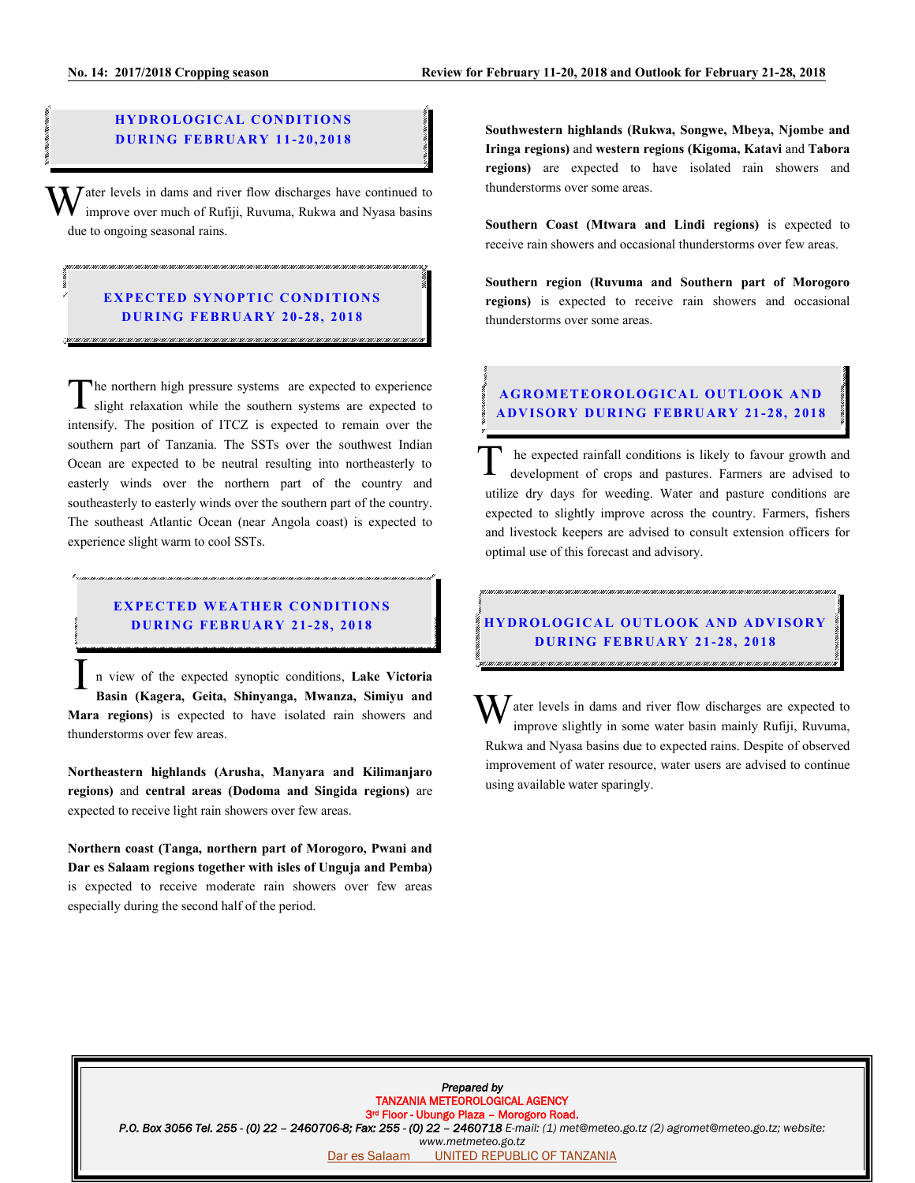## HYDROLOGICAL CONDITIONS DURING FEBRUARY 11-20,2018

Water levels in dams and river flow discharges have continued to improve over much of Rufiji, Ruvuma, Rukwa and Nyasa basins due to ongoing seasonal rains.

## EXPECTED SYNOPTIC CONDITIONS DURING FEBRUARY 20-28, 2018

The northern high pressure systems are expected to experience slight relaxation while the southern systems are expected to intensify. The position of ITCZ is expected to remain over the southern part of Tanzania. The SSTs over the southwest Indian Ocean are expected to be neutral resulting into northeasterly to easterly winds over the northern part of the country and southeasterly to easterly winds over the southern part of the country. The southeast Atlantic Ocean (near Angola coast) is expected to experience slight warm to cool SSTs.

## EXPECTED WEATHER CONDITIONS DURING FEBRUARY 21-28, 2018

In view of the expected synoptic conditions, **Lake Victoria Basin (Kagera, Geita, Shinyanga, Mwanza, Simiyu and Mara regions)** is expected to have isolated rain showers and thunderstorms over few areas.

**Northeastern highlands (Arusha, Manyara and Kilimanjaro regions)** and **central areas (Dodoma and Singida regions)** are expected to receive light rain showers over few areas.

**Northern coast (Tanga, northern part of Morogoro, Pwani and Dar es Salaam regions together with isles of Unguja and Pemba)** is expected to receive moderate rain showers over few areas especially during the second half of the period.

**Southwestern highlands (Rukwa, Songwe, Mbeya, Njombe and Iringa regions)** and **western regions (Kigoma, Katavi** and **Tabora regions)** are expected to have isolated rain showers and thunderstorms over some areas.

**Southern Coast (Mtwara and Lindi regions)** is expected to receive rain showers and occasional thunderstorms over few areas.

**Southern region (Ruvuma and Southern part of Morogoro regions)** is expected to receive rain showers and occasional thunderstorms over some areas.

## AGROMETEOROLOGICAL OUTLOOK AND ADVISORY DURING FEBRUARY 21-28, 2018

The expected rainfall conditions is likely to favour growth and development of crops and pastures. Farmers are advised to utilize dry days for weeding. Water and pasture conditions are expected to slightly improve across the country. Farmers, fishers and livestock keepers are advised to consult extension officers for optimal use of this forecast and advisory.

## HYDROLOGICAL OUTLOOK AND ADVISORY DURING FEBRUARY 21-28, 2018

Water levels in dams and river flow discharges are expected to improve slightly in some water basin mainly Rufiji, Ruvuma, Rukwa and Nyasa basins due to expected rains. Despite of observed improvement of water resource, water users are advised to continue using available water sparingly.

*Prepared by*
TANZANIA METEOROLOGICAL AGENCY
3rd Floor - Ubungo Plaza – Morogoro Road.
*P.O. Box 3056 Tel. 255 - (0) 22 – 2460706-8; Fax: 255 - (0) 22 – 2460718 E-mail: (1) met@meteo.go.tz (2) agromet@meteo.go.tz; website: www.metmeteo.go.tz*
Dar es Salaam UNITED REPUBLIC OF TANZANIA